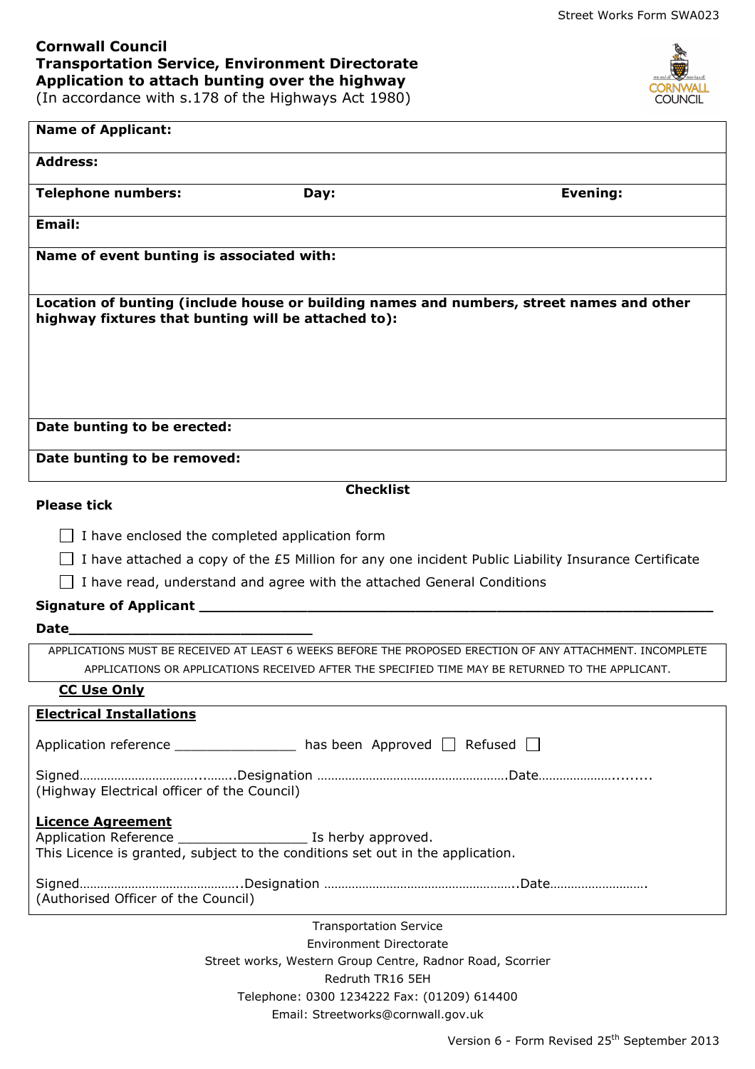Street Works Form SWA023

**Cornwall Council**
**Transportation Service, Environment Directorate**
**Application to attach bunting over the highway**
(In accordance with s.178 of the Highways Act 1980)

| **Name of Applicant:** | | |
|---|---|---|
| **Address:** | | |
| **Telephone numbers:** | **Day:** | **Evening:** |
| **Email:** | | |
| **Name of event bunting is associated with:** | | |
| **Location of bunting (include house or building names and numbers, street names and other highway fixtures that bunting will be attached to):** | | |
| **Date bunting to be erected:** | | |
| **Date bunting to be removed:** | | |

**Checklist**

**Please tick**

- ☐ I have enclosed the completed application form
- ☐ I have attached a copy of the £5 Million for any one incident Public Liability Insurance Certificate
- ☐ I have read, understand and agree with the attached General Conditions

**Signature of Applicant** ______________________________________________

**Date**______________________________

APPLICATIONS MUST BE RECEIVED AT LEAST 6 WEEKS BEFORE THE PROPOSED ERECTION OF ANY ATTACHMENT. INCOMPLETE APPLICATIONS OR APPLICATIONS RECEIVED AFTER THE SPECIFIED TIME MAY BE RETURNED TO THE APPLICANT.

**CC Use Only**

**Electrical Installations**

Application reference ________________ has been Approved ☐ Refused ☐

Signed…………………………..……..Designation ……………………………………………….Date………………..........
(Highway Electrical officer of the Council)

**Licence Agreement**
Application Reference _________________ Is herby approved.
This Licence is granted, subject to the conditions set out in the application.

Signed………………………………………..Designation ………………………………………………..Date……………………….
(Authorised Officer of the Council)

Transportation Service
Environment Directorate
Street works, Western Group Centre, Radnor Road, Scorrier
Redruth TR16 5EH
Telephone: 0300 1234222 Fax: (01209) 614400
Email: Streetworks@cornwall.gov.uk

Version 6 - Form Revised 25th September 2013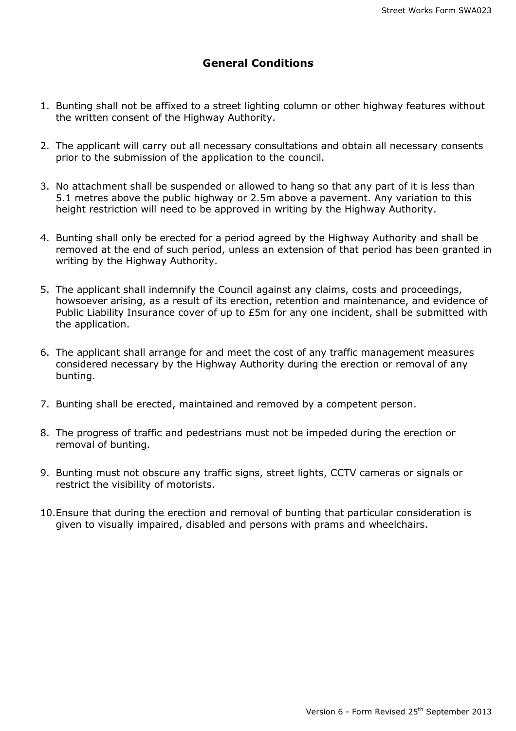## General Conditions

1. Bunting shall not be affixed to a street lighting column or other highway features without the written consent of the Highway Authority.

2. The applicant will carry out all necessary consultations and obtain all necessary consents prior to the submission of the application to the council.

3. No attachment shall be suspended or allowed to hang so that any part of it is less than 5.1 metres above the public highway or 2.5m above a pavement. Any variation to this height restriction will need to be approved in writing by the Highway Authority.

4. Bunting shall only be erected for a period agreed by the Highway Authority and shall be removed at the end of such period, unless an extension of that period has been granted in writing by the Highway Authority.

5. The applicant shall indemnify the Council against any claims, costs and proceedings, howsoever arising, as a result of its erection, retention and maintenance, and evidence of Public Liability Insurance cover of up to £5m for any one incident, shall be submitted with the application.

6. The applicant shall arrange for and meet the cost of any traffic management measures considered necessary by the Highway Authority during the erection or removal of any bunting.

7. Bunting shall be erected, maintained and removed by a competent person.

8. The progress of traffic and pedestrians must not be impeded during the erection or removal of bunting.

9. Bunting must not obscure any traffic signs, street lights, CCTV cameras or signals or restrict the visibility of motorists.

10. Ensure that during the erection and removal of bunting that particular consideration is given to visually impaired, disabled and persons with prams and wheelchairs.